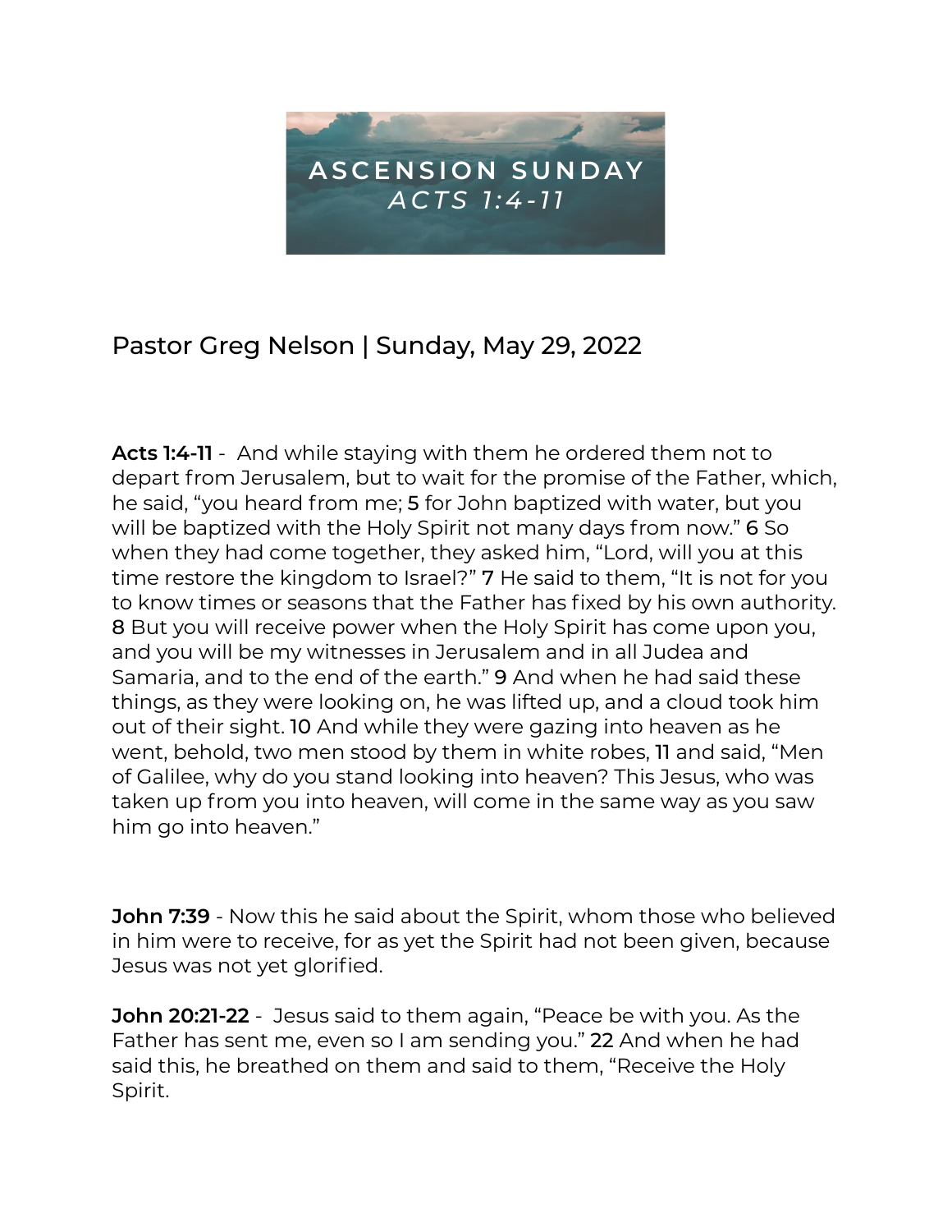# ASCENSION SUNDAY
## *ACTS 1:4-11*

Pastor Greg Nelson | Sunday, May 29, 2022

**Acts 1:4-11** - And while staying with them he ordered them not to depart from Jerusalem, but to wait for the promise of the Father, which, he said, "you heard from me; **5** for John baptized with water, but you will be baptized with the Holy Spirit not many days from now." **6** So when they had come together, they asked him, "Lord, will you at this time restore the kingdom to Israel?" **7** He said to them, "It is not for you to know times or seasons that the Father has fixed by his own authority. **8** But you will receive power when the Holy Spirit has come upon you, and you will be my witnesses in Jerusalem and in all Judea and Samaria, and to the end of the earth." **9** And when he had said these things, as they were looking on, he was lifted up, and a cloud took him out of their sight. **10** And while they were gazing into heaven as he went, behold, two men stood by them in white robes, **11** and said, "Men of Galilee, why do you stand looking into heaven? This Jesus, who was taken up from you into heaven, will come in the same way as you saw him go into heaven."

**John 7:39** - Now this he said about the Spirit, whom those who believed in him were to receive, for as yet the Spirit had not been given, because Jesus was not yet glorified.

**John 20:21-22** - Jesus said to them again, "Peace be with you. As the Father has sent me, even so I am sending you." **22** And when he had said this, he breathed on them and said to them, "Receive the Holy Spirit.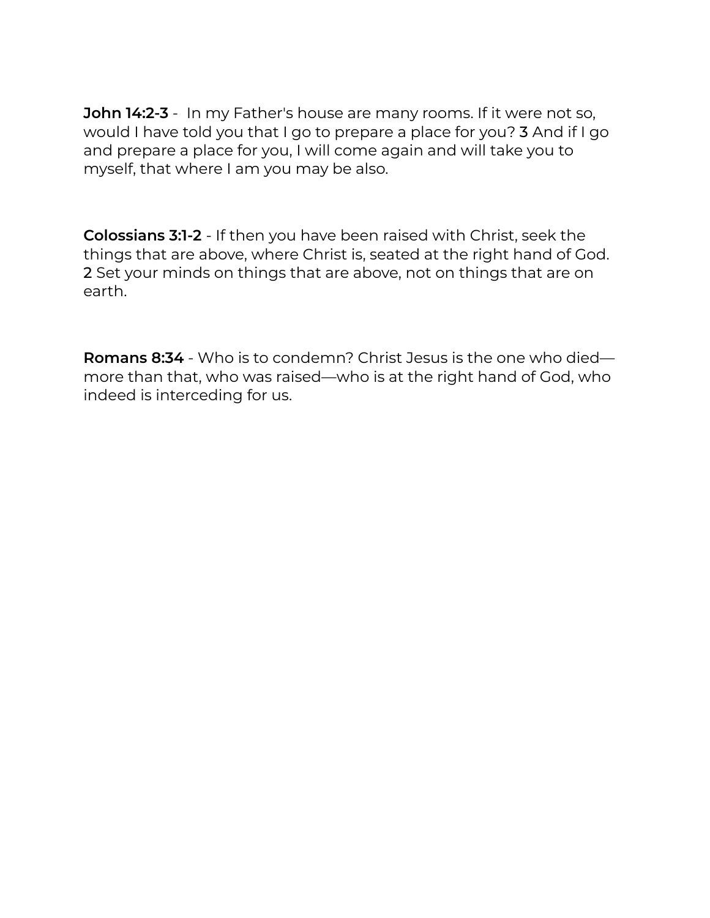**John 14:2-3** -  In my Father's house are many rooms. If it were not so, would I have told you that I go to prepare a place for you? **3** And if I go and prepare a place for you, I will come again and will take you to myself, that where I am you may be also.

**Colossians 3:1-2** - If then you have been raised with Christ, seek the things that are above, where Christ is, seated at the right hand of God. **2** Set your minds on things that are above, not on things that are on earth.

**Romans 8:34** - Who is to condemn? Christ Jesus is the one who died—more than that, who was raised—who is at the right hand of God, who indeed is interceding for us.